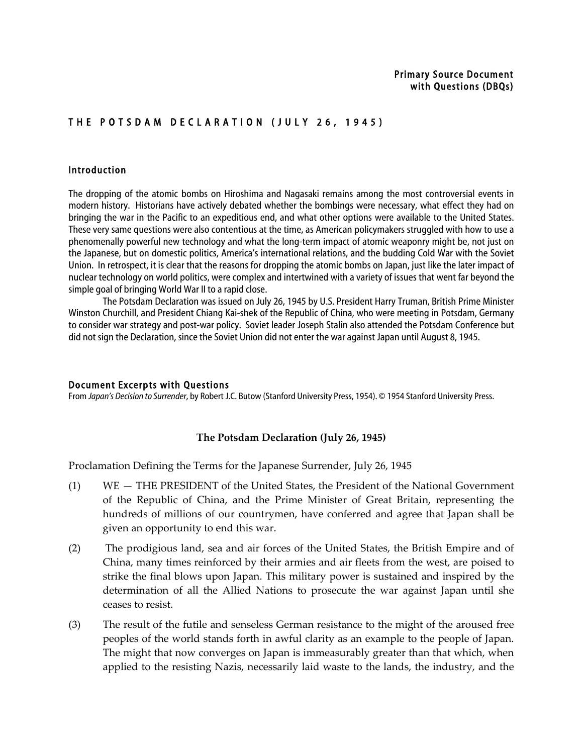Primary Source Document
with Questions (DBQs)

# THE POTSDAM DECLARATION (JULY 26, 1945)

## Introduction

The dropping of the atomic bombs on Hiroshima and Nagasaki remains among the most controversial events in modern history. Historians have actively debated whether the bombings were necessary, what effect they had on bringing the war in the Pacific to an expeditious end, and what other options were available to the United States. These very same questions were also contentious at the time, as American policymakers struggled with how to use a phenomenally powerful new technology and what the long-term impact of atomic weaponry might be, not just on the Japanese, but on domestic politics, America's international relations, and the budding Cold War with the Soviet Union. In retrospect, it is clear that the reasons for dropping the atomic bombs on Japan, just like the later impact of nuclear technology on world politics, were complex and intertwined with a variety of issues that went far beyond the simple goal of bringing World War II to a rapid close.

The Potsdam Declaration was issued on July 26, 1945 by U.S. President Harry Truman, British Prime Minister Winston Churchill, and President Chiang Kai-shek of the Republic of China, who were meeting in Potsdam, Germany to consider war strategy and post-war policy. Soviet leader Joseph Stalin also attended the Potsdam Conference but did not sign the Declaration, since the Soviet Union did not enter the war against Japan until August 8, 1945.

## Document Excerpts with Questions

From *Japan's Decision to Surrender*, by Robert J.C. Butow (Stanford University Press, 1954). © 1954 Stanford University Press.

### The Potsdam Declaration (July 26, 1945)

Proclamation Defining the Terms for the Japanese Surrender, July 26, 1945

(1) WE — THE PRESIDENT of the United States, the President of the National Government of the Republic of China, and the Prime Minister of Great Britain, representing the hundreds of millions of our countrymen, have conferred and agree that Japan shall be given an opportunity to end this war.

(2) The prodigious land, sea and air forces of the United States, the British Empire and of China, many times reinforced by their armies and air fleets from the west, are poised to strike the final blows upon Japan. This military power is sustained and inspired by the determination of all the Allied Nations to prosecute the war against Japan until she ceases to resist.

(3) The result of the futile and senseless German resistance to the might of the aroused free peoples of the world stands forth in awful clarity as an example to the people of Japan. The might that now converges on Japan is immeasurably greater than that which, when applied to the resisting Nazis, necessarily laid waste to the lands, the industry, and the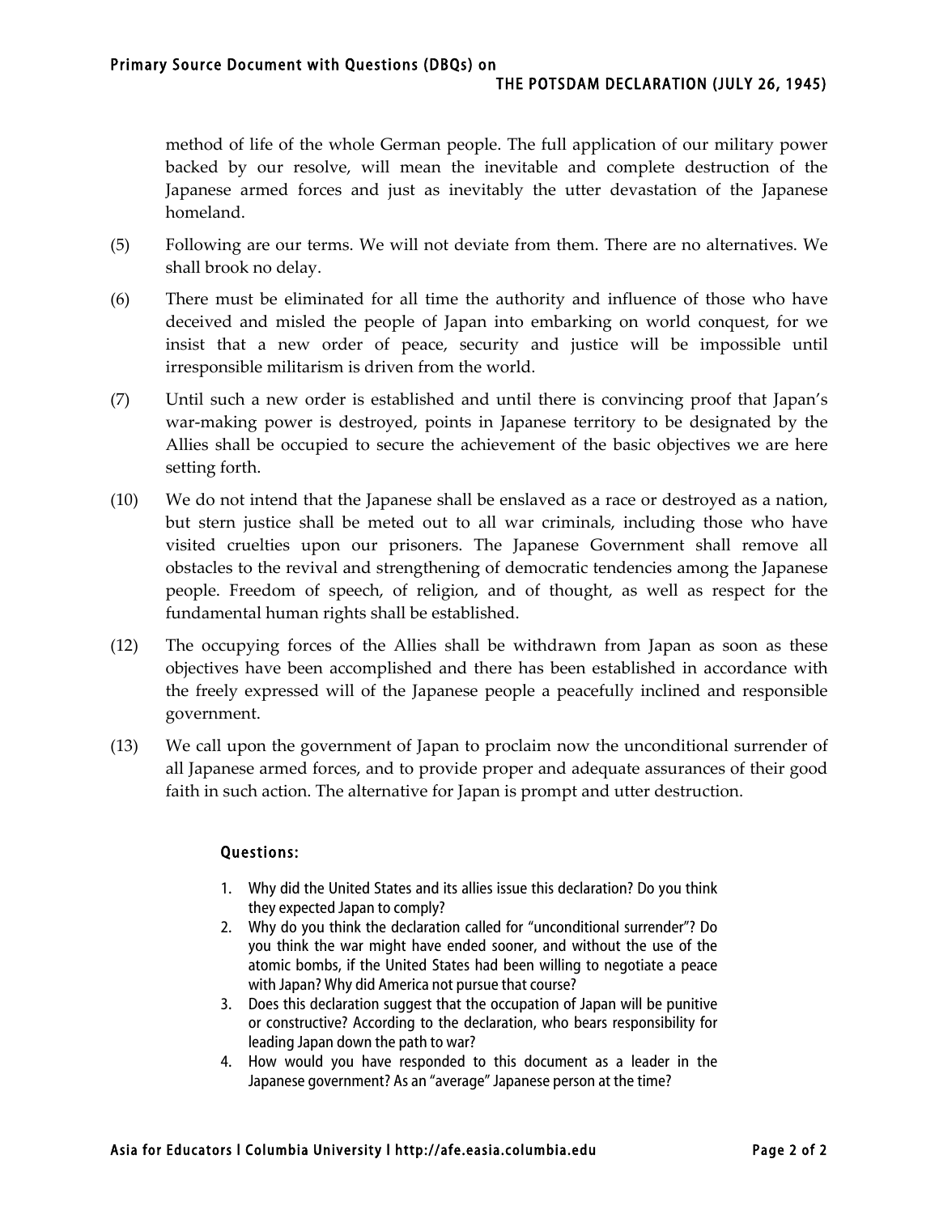method of life of the whole German people. The full application of our military power backed by our resolve, will mean the inevitable and complete destruction of the Japanese armed forces and just as inevitably the utter devastation of the Japanese homeland.

(5) Following are our terms. We will not deviate from them. There are no alternatives. We shall brook no delay.

(6) There must be eliminated for all time the authority and influence of those who have deceived and misled the people of Japan into embarking on world conquest, for we insist that a new order of peace, security and justice will be impossible until irresponsible militarism is driven from the world.

(7) Until such a new order is established and until there is convincing proof that Japan's war-making power is destroyed, points in Japanese territory to be designated by the Allies shall be occupied to secure the achievement of the basic objectives we are here setting forth.

(10) We do not intend that the Japanese shall be enslaved as a race or destroyed as a nation, but stern justice shall be meted out to all war criminals, including those who have visited cruelties upon our prisoners. The Japanese Government shall remove all obstacles to the revival and strengthening of democratic tendencies among the Japanese people. Freedom of speech, of religion, and of thought, as well as respect for the fundamental human rights shall be established.

(12) The occupying forces of the Allies shall be withdrawn from Japan as soon as these objectives have been accomplished and there has been established in accordance with the freely expressed will of the Japanese people a peacefully inclined and responsible government.

(13) We call upon the government of Japan to proclaim now the unconditional surrender of all Japanese armed forces, and to provide proper and adequate assurances of their good faith in such action. The alternative for Japan is prompt and utter destruction.

### Questions:

1. Why did the United States and its allies issue this declaration? Do you think they expected Japan to comply?
2. Why do you think the declaration called for "unconditional surrender"? Do you think the war might have ended sooner, and without the use of the atomic bombs, if the United States had been willing to negotiate a peace with Japan? Why did America not pursue that course?
3. Does this declaration suggest that the occupation of Japan will be punitive or constructive? According to the declaration, who bears responsibility for leading Japan down the path to war?
4. How would you have responded to this document as a leader in the Japanese government? As an "average" Japanese person at the time?